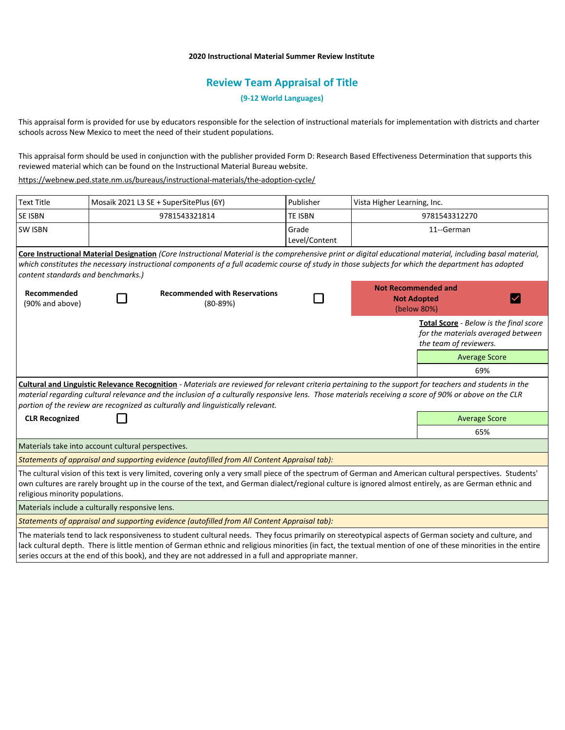**2020 Instructional Material Summer Review Institute**

## Review Team Appraisal of Title

**(9-12 World Languages)**

This appraisal form is provided for use by educators responsible for the selection of instructional materials for implementation with districts and charter schools across New Mexico to meet the need of their student populations.

This appraisal form should be used in conjunction with the publisher provided Form D: Research Based Effectiveness Determination that supports this reviewed material which can be found on the Instructional Material Bureau website.

https://webnew.ped.state.nm.us/bureaus/instructional-materials/the-adoption-cycle/

| Text Title | Mosaik 2021 L3 SE + SuperSitePlus (6Y) | Publisher | Vista Higher Learning, Inc. |
|---|---|---|---|
| SE ISBN | 9781543321814 | TE ISBN | 9781543312270 |
| SW ISBN | | Grade Level/Content | 11--German |

**Core Instructional Material Designation** *(Core Instructional Material is the comprehensive print or digital educational material, including basal material, which constitutes the necessary instructional components of a full academic course of study in those subjects for which the department has adopted content standards and benchmarks.)*

| Recommended (90% and above) | Recommended with Reservations (80-89%) | Not Recommended and Not Adopted (below 80%) |
|---|---|---|
| ☐ | ☐ | ☑ |

**Total Score** - *Below is the final score for the materials averaged between the team of reviewers.*

| Average Score |
|---|
| 69% |

**Cultural and Linguistic Relevance Recognition** - *Materials are reviewed for relevant criteria pertaining to the support for teachers and students in the material regarding cultural relevance and the inclusion of a culturally responsive lens. Those materials receiving a score of 90% or above on the CLR portion of the review are recognized as culturally and linguistically relevant.*

**CLR Recognized** ☐

| Average Score |
|---|
| 65% |

Materials take into account cultural perspectives.

*Statements of appraisal and supporting evidence (autofilled from All Content Appraisal tab):*

The cultural vision of this text is very limited, covering only a very small piece of the spectrum of German and American cultural perspectives. Students' own cultures are rarely brought up in the course of the text, and German dialect/regional culture is ignored almost entirely, as are German ethnic and religious minority populations.

Materials include a culturally responsive lens.

*Statements of appraisal and supporting evidence (autofilled from All Content Appraisal tab):*

The materials tend to lack responsiveness to student cultural needs. They focus primarily on stereotypical aspects of German society and culture, and lack cultural depth. There is little mention of German ethnic and religious minorities (in fact, the textual mention of one of these minorities in the entire series occurs at the end of this book), and they are not addressed in a full and appropriate manner.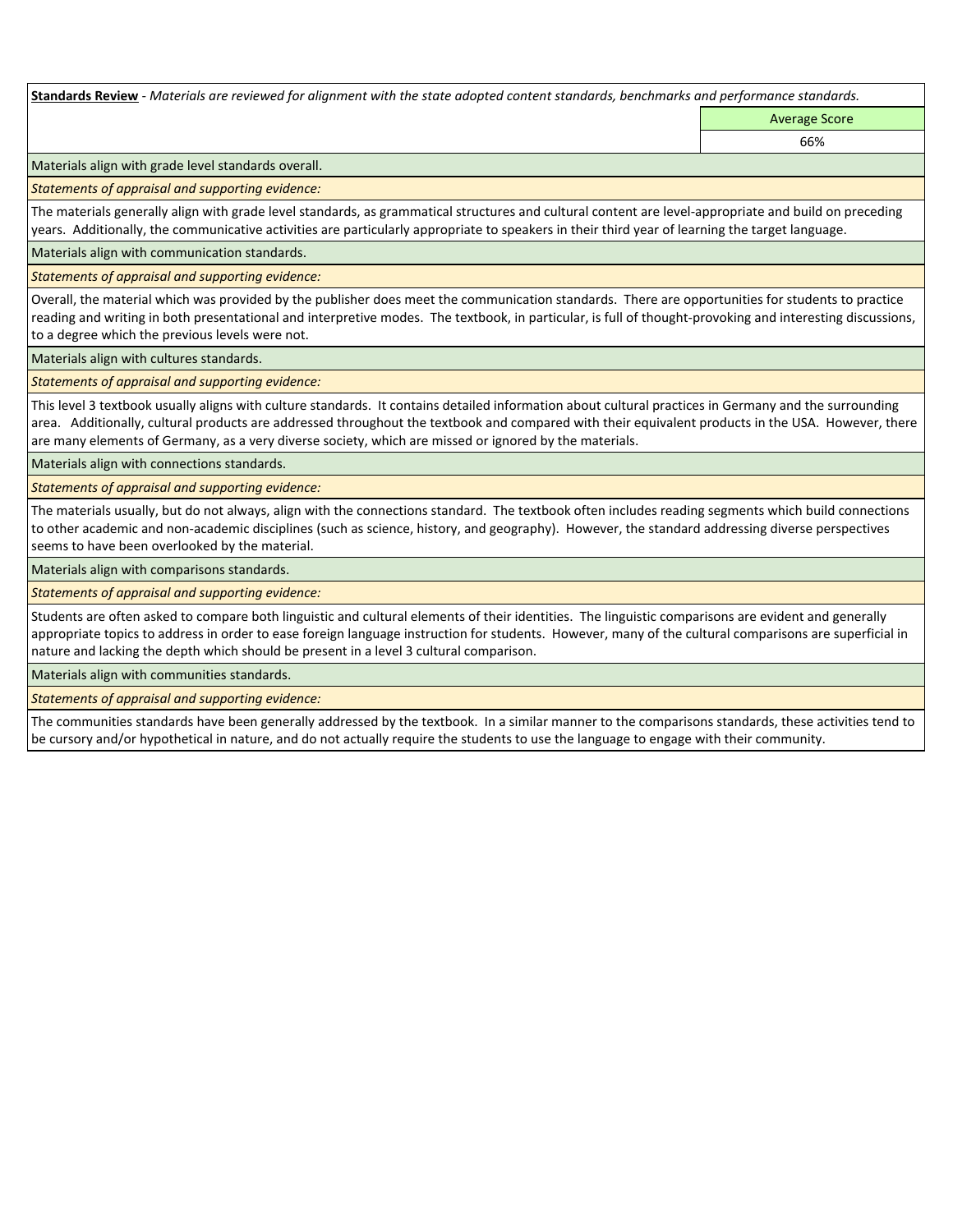**Standards Review** - *Materials are reviewed for alignment with the state adopted content standards, benchmarks and performance standards.*

| | Average Score |
|---|---|
| | 66% |

Materials align with grade level standards overall.

*Statements of appraisal and supporting evidence:*

The materials generally align with grade level standards, as grammatical structures and cultural content are level-appropriate and build on preceding years. Additionally, the communicative activities are particularly appropriate to speakers in their third year of learning the target language.

Materials align with communication standards.

*Statements of appraisal and supporting evidence:*

Overall, the material which was provided by the publisher does meet the communication standards. There are opportunities for students to practice reading and writing in both presentational and interpretive modes. The textbook, in particular, is full of thought-provoking and interesting discussions, to a degree which the previous levels were not.

Materials align with cultures standards.

*Statements of appraisal and supporting evidence:*

This level 3 textbook usually aligns with culture standards. It contains detailed information about cultural practices in Germany and the surrounding area. Additionally, cultural products are addressed throughout the textbook and compared with their equivalent products in the USA. However, there are many elements of Germany, as a very diverse society, which are missed or ignored by the materials.

Materials align with connections standards.

*Statements of appraisal and supporting evidence:*

The materials usually, but do not always, align with the connections standard. The textbook often includes reading segments which build connections to other academic and non-academic disciplines (such as science, history, and geography). However, the standard addressing diverse perspectives seems to have been overlooked by the material.

Materials align with comparisons standards.

*Statements of appraisal and supporting evidence:*

Students are often asked to compare both linguistic and cultural elements of their identities. The linguistic comparisons are evident and generally appropriate topics to address in order to ease foreign language instruction for students. However, many of the cultural comparisons are superficial in nature and lacking the depth which should be present in a level 3 cultural comparison.

Materials align with communities standards.

*Statements of appraisal and supporting evidence:*

The communities standards have been generally addressed by the textbook. In a similar manner to the comparisons standards, these activities tend to be cursory and/or hypothetical in nature, and do not actually require the students to use the language to engage with their community.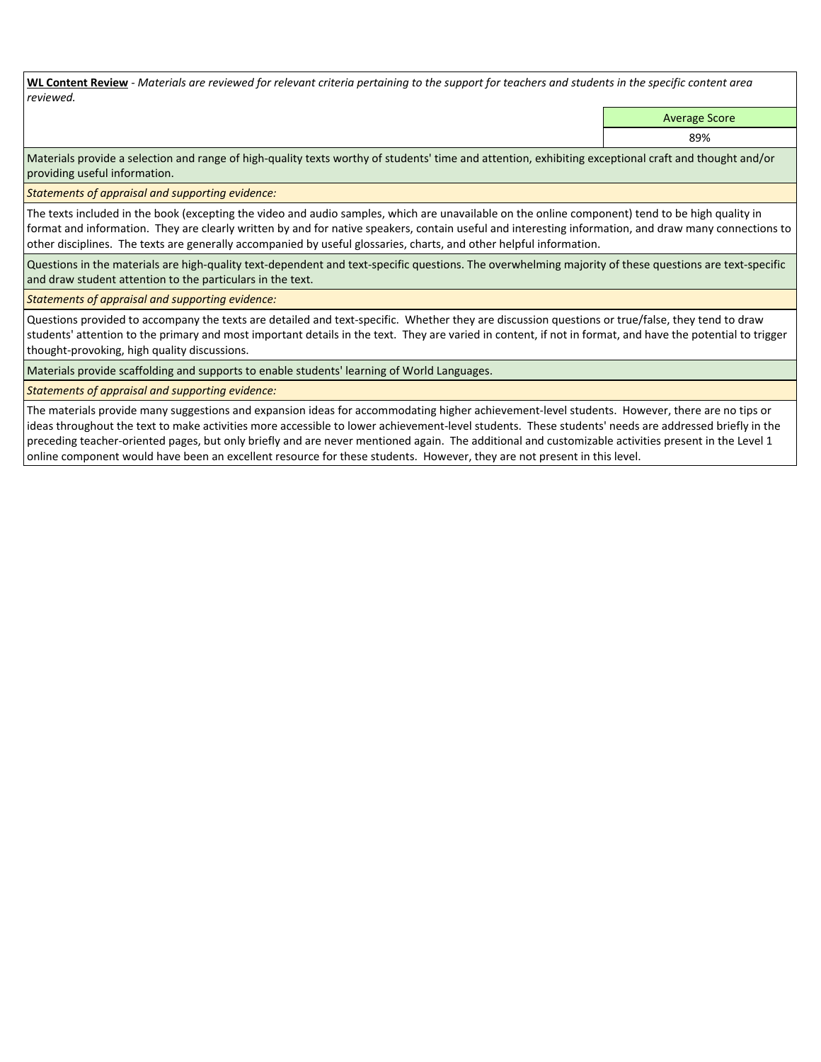**WL Content Review** - *Materials are reviewed for relevant criteria pertaining to the support for teachers and students in the specific content area reviewed.*

| | Average Score |
|---|---|
| | 89% |

Materials provide a selection and range of high-quality texts worthy of students' time and attention, exhibiting exceptional craft and thought and/or providing useful information.

*Statements of appraisal and supporting evidence:*

The texts included in the book (excepting the video and audio samples, which are unavailable on the online component) tend to be high quality in format and information. They are clearly written by and for native speakers, contain useful and interesting information, and draw many connections to other disciplines. The texts are generally accompanied by useful glossaries, charts, and other helpful information.

Questions in the materials are high-quality text-dependent and text-specific questions. The overwhelming majority of these questions are text-specific and draw student attention to the particulars in the text.

*Statements of appraisal and supporting evidence:*

Questions provided to accompany the texts are detailed and text-specific. Whether they are discussion questions or true/false, they tend to draw students' attention to the primary and most important details in the text. They are varied in content, if not in format, and have the potential to trigger thought-provoking, high quality discussions.

Materials provide scaffolding and supports to enable students' learning of World Languages.

*Statements of appraisal and supporting evidence:*

The materials provide many suggestions and expansion ideas for accommodating higher achievement-level students. However, there are no tips or ideas throughout the text to make activities more accessible to lower achievement-level students. These students' needs are addressed briefly in the preceding teacher-oriented pages, but only briefly and are never mentioned again. The additional and customizable activities present in the Level 1 online component would have been an excellent resource for these students. However, they are not present in this level.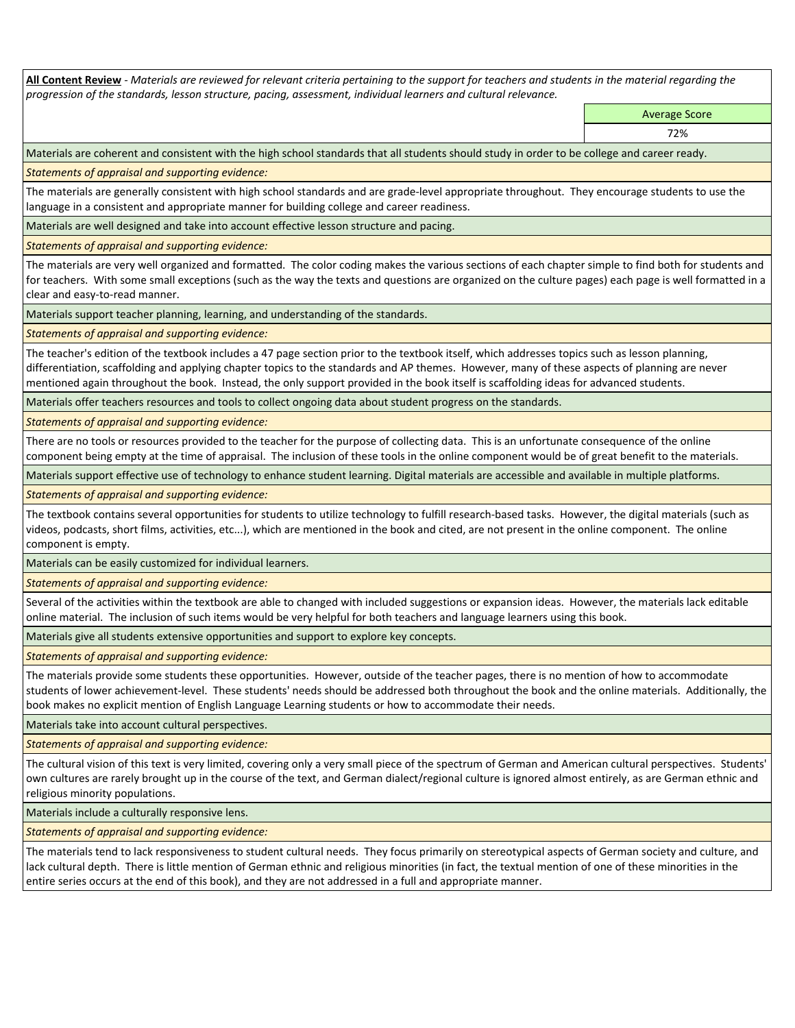**All Content Review** - *Materials are reviewed for relevant criteria pertaining to the support for teachers and students in the material regarding the progression of the standards, lesson structure, pacing, assessment, individual learners and cultural relevance.*

| | Average Score |
|---|---|
| | 72% |

Materials are coherent and consistent with the high school standards that all students should study in order to be college and career ready.

*Statements of appraisal and supporting evidence:*

The materials are generally consistent with high school standards and are grade-level appropriate throughout. They encourage students to use the language in a consistent and appropriate manner for building college and career readiness.

Materials are well designed and take into account effective lesson structure and pacing.

*Statements of appraisal and supporting evidence:*

The materials are very well organized and formatted. The color coding makes the various sections of each chapter simple to find both for students and for teachers. With some small exceptions (such as the way the texts and questions are organized on the culture pages) each page is well formatted in a clear and easy-to-read manner.

Materials support teacher planning, learning, and understanding of the standards.

*Statements of appraisal and supporting evidence:*

The teacher's edition of the textbook includes a 47 page section prior to the textbook itself, which addresses topics such as lesson planning, differentiation, scaffolding and applying chapter topics to the standards and AP themes. However, many of these aspects of planning are never mentioned again throughout the book. Instead, the only support provided in the book itself is scaffolding ideas for advanced students.

Materials offer teachers resources and tools to collect ongoing data about student progress on the standards.

*Statements of appraisal and supporting evidence:*

There are no tools or resources provided to the teacher for the purpose of collecting data. This is an unfortunate consequence of the online component being empty at the time of appraisal. The inclusion of these tools in the online component would be of great benefit to the materials.

Materials support effective use of technology to enhance student learning. Digital materials are accessible and available in multiple platforms.

*Statements of appraisal and supporting evidence:*

The textbook contains several opportunities for students to utilize technology to fulfill research-based tasks. However, the digital materials (such as videos, podcasts, short films, activities, etc...), which are mentioned in the book and cited, are not present in the online component. The online component is empty.

Materials can be easily customized for individual learners.

*Statements of appraisal and supporting evidence:*

Several of the activities within the textbook are able to changed with included suggestions or expansion ideas. However, the materials lack editable online material. The inclusion of such items would be very helpful for both teachers and language learners using this book.

Materials give all students extensive opportunities and support to explore key concepts.

*Statements of appraisal and supporting evidence:*

The materials provide some students these opportunities. However, outside of the teacher pages, there is no mention of how to accommodate students of lower achievement-level. These students' needs should be addressed both throughout the book and the online materials. Additionally, the book makes no explicit mention of English Language Learning students or how to accommodate their needs.

Materials take into account cultural perspectives.

*Statements of appraisal and supporting evidence:*

The cultural vision of this text is very limited, covering only a very small piece of the spectrum of German and American cultural perspectives. Students' own cultures are rarely brought up in the course of the text, and German dialect/regional culture is ignored almost entirely, as are German ethnic and religious minority populations.

Materials include a culturally responsive lens.

*Statements of appraisal and supporting evidence:*

The materials tend to lack responsiveness to student cultural needs. They focus primarily on stereotypical aspects of German society and culture, and lack cultural depth. There is little mention of German ethnic and religious minorities (in fact, the textual mention of one of these minorities in the entire series occurs at the end of this book), and they are not addressed in a full and appropriate manner.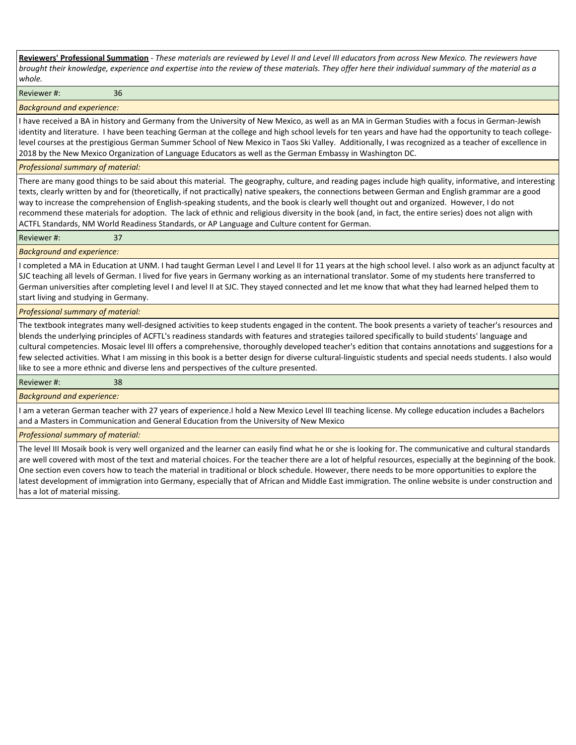**<u>Reviewers' Professional Summation</u>** - *These materials are reviewed by Level II and Level III educators from across New Mexico. The reviewers have brought their knowledge, experience and expertise into the review of these materials. They offer here their individual summary of the material as a whole.*

Reviewer #: 36

*Background and experience:*

I have received a BA in history and Germany from the University of New Mexico, as well as an MA in German Studies with a focus in German-Jewish identity and literature. I have been teaching German at the college and high school levels for ten years and have had the opportunity to teach college-level courses at the prestigious German Summer School of New Mexico in Taos Ski Valley. Additionally, I was recognized as a teacher of excellence in 2018 by the New Mexico Organization of Language Educators as well as the German Embassy in Washington DC.

*Professional summary of material:*

There are many good things to be said about this material. The geography, culture, and reading pages include high quality, informative, and interesting texts, clearly written by and for (theoretically, if not practically) native speakers, the connections between German and English grammar are a good way to increase the comprehension of English-speaking students, and the book is clearly well thought out and organized. However, I do not recommend these materials for adoption. The lack of ethnic and religious diversity in the book (and, in fact, the entire series) does not align with ACTFL Standards, NM World Readiness Standards, or AP Language and Culture content for German.

Reviewer #: 37

*Background and experience:*

I completed a MA in Education at UNM. I had taught German Level I and Level II for 11 years at the high school level. I also work as an adjunct faculty at SJC teaching all levels of German. I lived for five years in Germany working as an international translator. Some of my students here transferred to German universities after completing level I and level II at SJC. They stayed connected and let me know that what they had learned helped them to start living and studying in Germany.

*Professional summary of material:*

The textbook integrates many well-designed activities to keep students engaged in the content. The book presents a variety of teacher's resources and blends the underlying principles of ACFTL's readiness standards with features and strategies tailored specifically to build students' language and cultural competencies. Mosaic level III offers a comprehensive, thoroughly developed teacher's edition that contains annotations and suggestions for a few selected activities. What I am missing in this book is a better design for diverse cultural-linguistic students and special needs students. I also would like to see a more ethnic and diverse lens and perspectives of the culture presented.

Reviewer #: 38

*Background and experience:*

I am a veteran German teacher with 27 years of experience.I hold a New Mexico Level III teaching license. My college education includes a Bachelors and a Masters in Communication and General Education from the University of New Mexico

*Professional summary of material:*

The level III Mosaik book is very well organized and the learner can easily find what he or she is looking for. The communicative and cultural standards are well covered with most of the text and material choices. For the teacher there are a lot of helpful resources, especially at the beginning of the book. One section even covers how to teach the material in traditional or block schedule. However, there needs to be more opportunities to explore the latest development of immigration into Germany, especially that of African and Middle East immigration. The online website is under construction and has a lot of material missing.